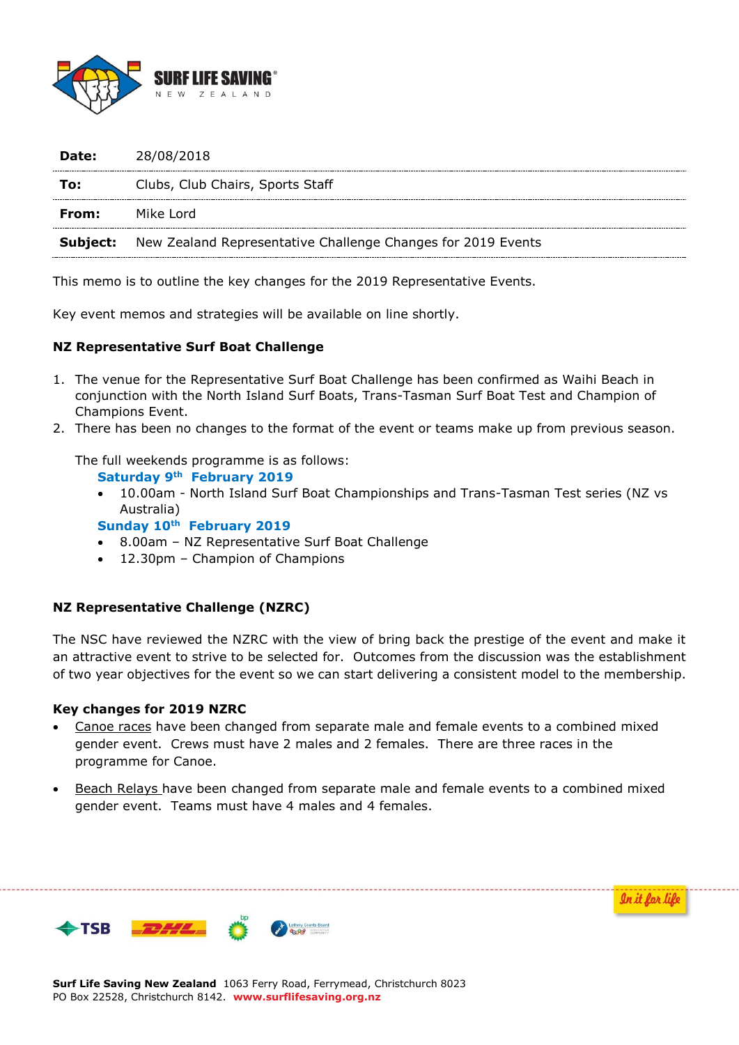| | |
|---|---|
| **Date:** | 28/08/2018 |
| **To:** | Clubs, Club Chairs, Sports Staff |
| **From:** | Mike Lord |
| **Subject:** | New Zealand Representative Challenge Changes for 2019 Events |

This memo is to outline the key changes for the 2019 Representative Events.

Key event memos and strategies will be available on line shortly.

**NZ Representative Surf Boat Challenge**

1. The venue for the Representative Surf Boat Challenge has been confirmed as Waihi Beach in conjunction with the North Island Surf Boats, Trans-Tasman Surf Boat Test and Champion of Champions Event.
2. There has been no changes to the format of the event or teams make up from previous season.

The full weekends programme is as follows:

**Saturday 9th February 2019**

- 10.00am - North Island Surf Boat Championships and Trans-Tasman Test series (NZ vs Australia)

**Sunday 10th February 2019**

- 8.00am – NZ Representative Surf Boat Challenge
- 12.30pm – Champion of Champions

**NZ Representative Challenge (NZRC)**

The NSC have reviewed the NZRC with the view of bring back the prestige of the event and make it an attractive event to strive to be selected for. Outcomes from the discussion was the establishment of two year objectives for the event so we can start delivering a consistent model to the membership.

**Key changes for 2019 NZRC**

- Canoe races have been changed from separate male and female events to a combined mixed gender event. Crews must have 2 males and 2 females. There are three races in the programme for Canoe.
- Beach Relays have been changed from separate male and female events to a combined mixed gender event. Teams must have 4 males and 4 females.

**Surf Life Saving New Zealand** 1063 Ferry Road, Ferrymead, Christchurch 8023
PO Box 22528, Christchurch 8142. **www.surflifesaving.org.nz**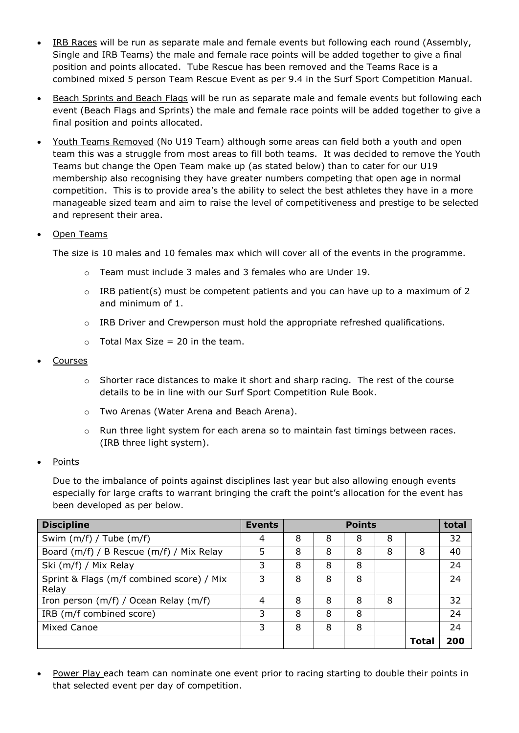- <u>IRB Races</u> will be run as separate male and female events but following each round (Assembly, Single and IRB Teams) the male and female race points will be added together to give a final position and points allocated. Tube Rescue has been removed and the Teams Race is a combined mixed 5 person Team Rescue Event as per 9.4 in the Surf Sport Competition Manual.

- <u>Beach Sprints and Beach Flags</u> will be run as separate male and female events but following each event (Beach Flags and Sprints) the male and female race points will be added together to give a final position and points allocated.

- <u>Youth Teams Removed</u> (No U19 Team) although some areas can field both a youth and open team this was a struggle from most areas to fill both teams. It was decided to remove the Youth Teams but change the Open Team make up (as stated below) than to cater for our U19 membership also recognising they have greater numbers competing that open age in normal competition. This is to provide area's the ability to select the best athletes they have in a more manageable sized team and aim to raise the level of competitiveness and prestige to be selected and represent their area.

- <u>Open Teams</u>

  The size is 10 males and 10 females max which will cover all of the events in the programme.

  - Team must include 3 males and 3 females who are Under 19.
  - IRB patient(s) must be competent patients and you can have up to a maximum of 2 and minimum of 1.
  - IRB Driver and Crewperson must hold the appropriate refreshed qualifications.
  - Total Max Size = 20 in the team.

- <u>Courses</u>

  - Shorter race distances to make it short and sharp racing. The rest of the course details to be in line with our Surf Sport Competition Rule Book.
  - Two Arenas (Water Arena and Beach Arena).
  - Run three light system for each arena so to maintain fast timings between races. (IRB three light system).

- <u>Points</u>

  Due to the imbalance of points against disciplines last year but also allowing enough events especially for large crafts to warrant bringing the craft the point's allocation for the event has been developed as per below.

| Discipline | Events | Points | | | | | total |
|---|---|---|---|---|---|---|---|
| Swim (m/f) / Tube (m/f) | 4 | 8 | 8 | 8 | 8 | | 32 |
| Board (m/f) / B Rescue (m/f) / Mix Relay | 5 | 8 | 8 | 8 | 8 | 8 | 40 |
| Ski (m/f) / Mix Relay | 3 | 8 | 8 | 8 | | | 24 |
| Sprint & Flags (m/f combined score) / Mix Relay | 3 | 8 | 8 | 8 | | | 24 |
| Iron person (m/f) / Ocean Relay (m/f) | 4 | 8 | 8 | 8 | 8 | | 32 |
| IRB (m/f combined score) | 3 | 8 | 8 | 8 | | | 24 |
| Mixed Canoe | 3 | 8 | 8 | 8 | | | 24 |
| | | | | | | **Total** | **200** |

- <u>Power Play</u> each team can nominate one event prior to racing starting to double their points in that selected event per day of competition.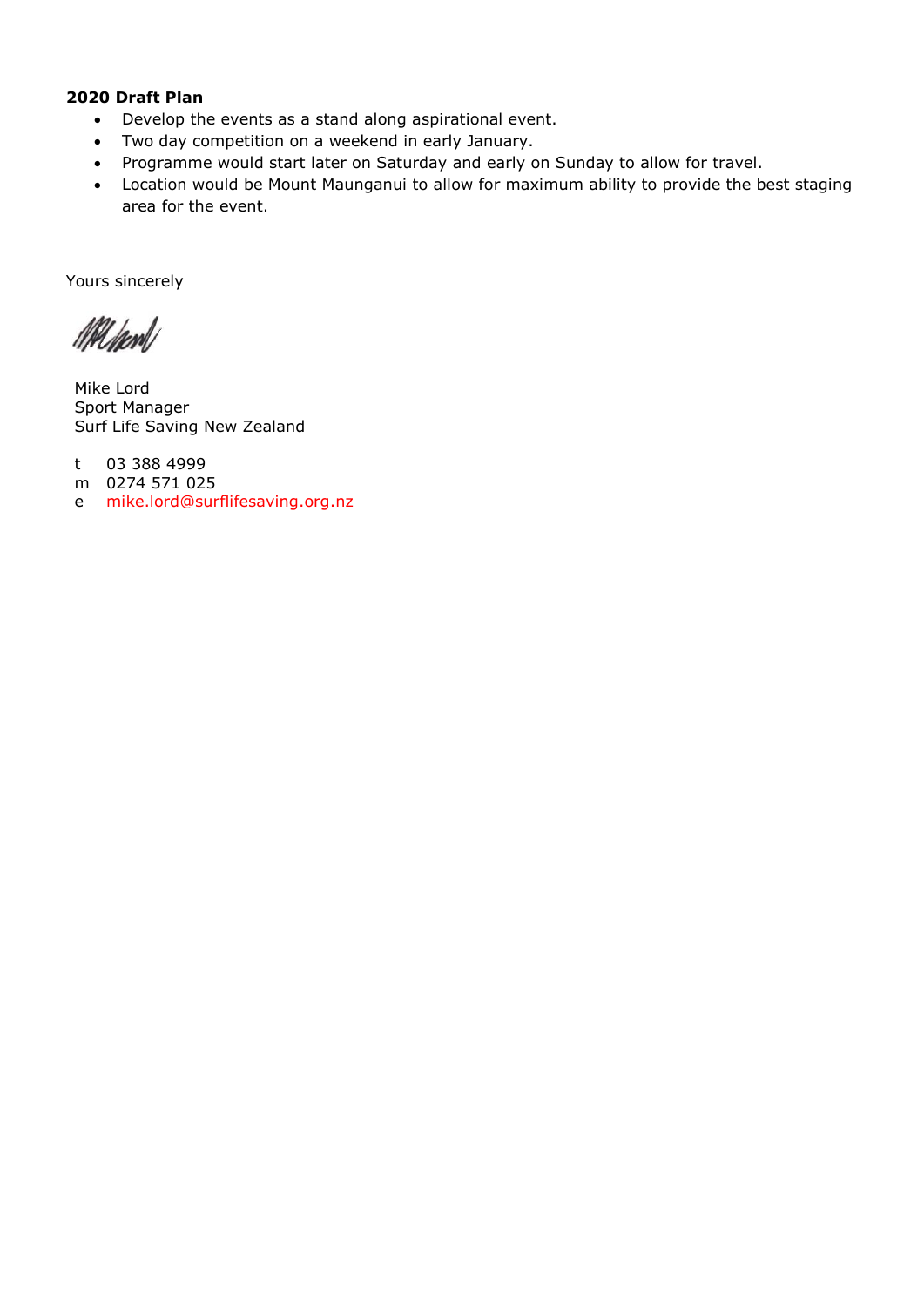**2020 Draft Plan**

- Develop the events as a stand along aspirational event.
- Two day competition on a weekend in early January.
- Programme would start later on Saturday and early on Sunday to allow for travel.
- Location would be Mount Maunganui to allow for maximum ability to provide the best staging area for the event.

Yours sincerely

Mike Lord
Sport Manager
Surf Life Saving New Zealand

t 03 388 4999
m 0274 571 025
e mike.lord@surflifesaving.org.nz